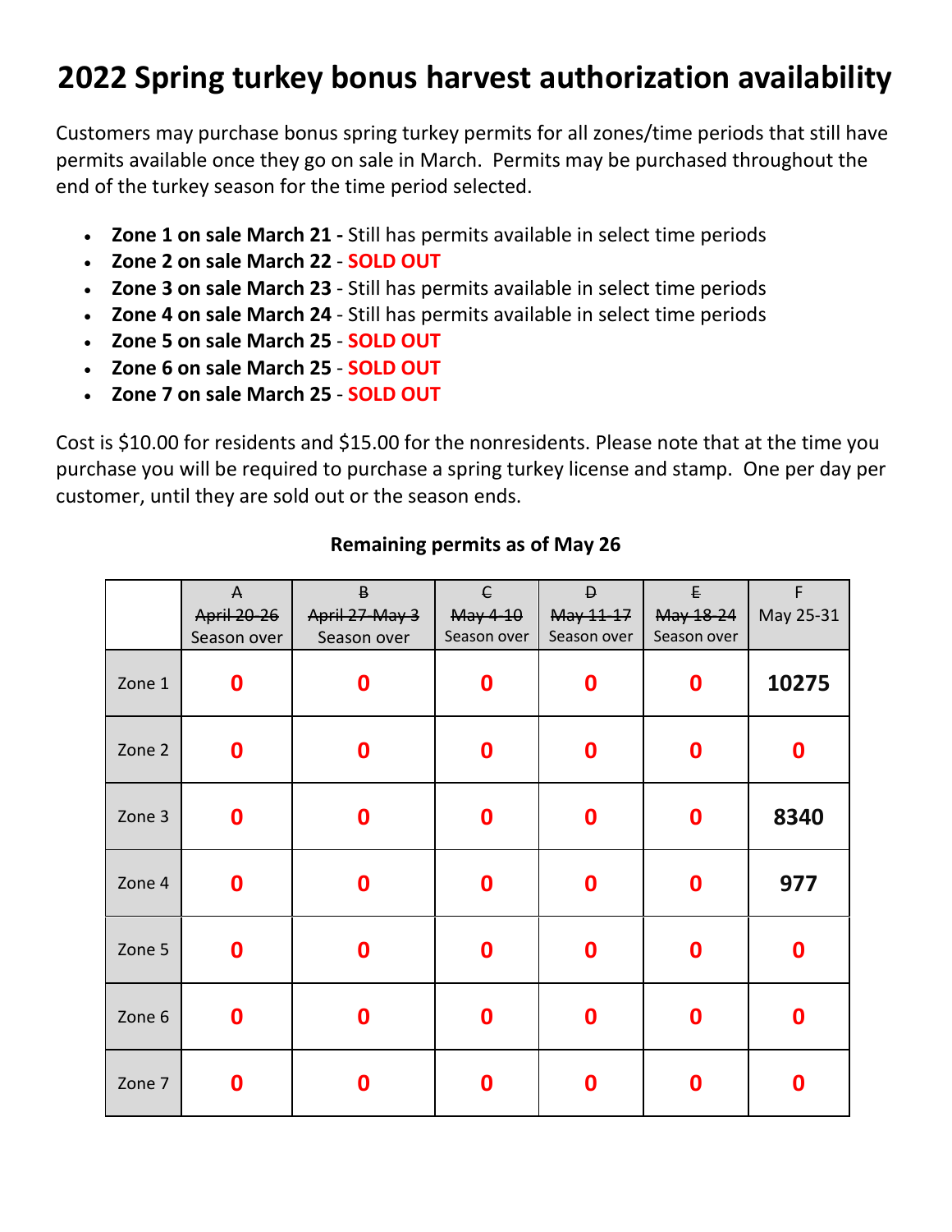# 2022 Spring turkey bonus harvest authorization availability

Customers may purchase bonus spring turkey permits for all zones/time periods that still have permits available once they go on sale in March. Permits may be purchased throughout the end of the turkey season for the time period selected.

- **Zone 1 on sale March 21 -** Still has permits available in select time periods
- **Zone 2 on sale March 22** - **SOLD OUT**
- **Zone 3 on sale March 23** - Still has permits available in select time periods
- **Zone 4 on sale March 24** - Still has permits available in select time periods
- **Zone 5 on sale March 25** - **SOLD OUT**
- **Zone 6 on sale March 25** - **SOLD OUT**
- **Zone 7 on sale March 25** - **SOLD OUT**

Cost is $10.00 for residents and $15.00 for the nonresidents. Please note that at the time you purchase you will be required to purchase a spring turkey license and stamp. One per day per customer, until they are sold out or the season ends.

**Remaining permits as of May 26**

| | ~~A~~ ~~April 20-26~~ Season over | ~~B~~ ~~April 27-May 3~~ Season over | ~~C~~ ~~May 4-10~~ Season over | ~~D~~ ~~May 11-17~~ Season over | ~~E~~ ~~May 18-24~~ Season over | F May 25-31 |
|---|---|---|---|---|---|---|
| Zone 1 | **0** | **0** | **0** | **0** | **0** | **10275** |
| Zone 2 | **0** | **0** | **0** | **0** | **0** | **0** |
| Zone 3 | **0** | **0** | **0** | **0** | **0** | **8340** |
| Zone 4 | **0** | **0** | **0** | **0** | **0** | **977** |
| Zone 5 | **0** | **0** | **0** | **0** | **0** | **0** |
| Zone 6 | **0** | **0** | **0** | **0** | **0** | **0** |
| Zone 7 | **0** | **0** | **0** | **0** | **0** | **0** |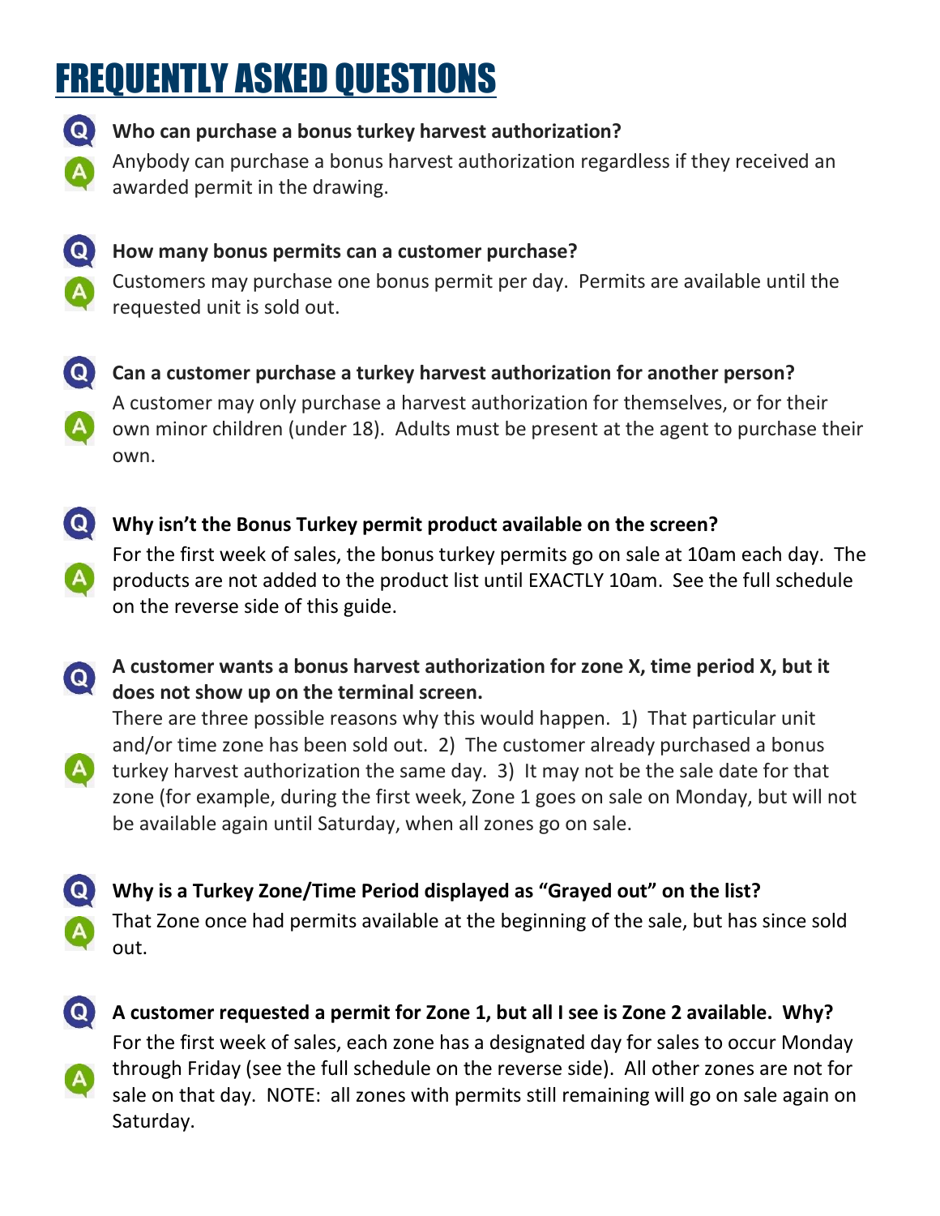# FREQUENTLY ASKED QUESTIONS

**Q: Who can purchase a bonus turkey harvest authorization?**

A: Anybody can purchase a bonus harvest authorization regardless if they received an awarded permit in the drawing.

**Q: How many bonus permits can a customer purchase?**

A: Customers may purchase one bonus permit per day. Permits are available until the requested unit is sold out.

**Q: Can a customer purchase a turkey harvest authorization for another person?**

A: A customer may only purchase a harvest authorization for themselves, or for their own minor children (under 18). Adults must be present at the agent to purchase their own.

**Q: Why isn't the Bonus Turkey permit product available on the screen?**

A: For the first week of sales, the bonus turkey permits go on sale at 10am each day. The products are not added to the product list until EXACTLY 10am. See the full schedule on the reverse side of this guide.

**Q: A customer wants a bonus harvest authorization for zone X, time period X, but it does not show up on the terminal screen.**

A: There are three possible reasons why this would happen. 1) That particular unit and/or time zone has been sold out. 2) The customer already purchased a bonus turkey harvest authorization the same day. 3) It may not be the sale date for that zone (for example, during the first week, Zone 1 goes on sale on Monday, but will not be available again until Saturday, when all zones go on sale.

**Q: Why is a Turkey Zone/Time Period displayed as "Grayed out" on the list?**

A: That Zone once had permits available at the beginning of the sale, but has since sold out.

**Q: A customer requested a permit for Zone 1, but all I see is Zone 2 available. Why?**

A: For the first week of sales, each zone has a designated day for sales to occur Monday through Friday (see the full schedule on the reverse side). All other zones are not for sale on that day. NOTE: all zones with permits still remaining will go on sale again on Saturday.